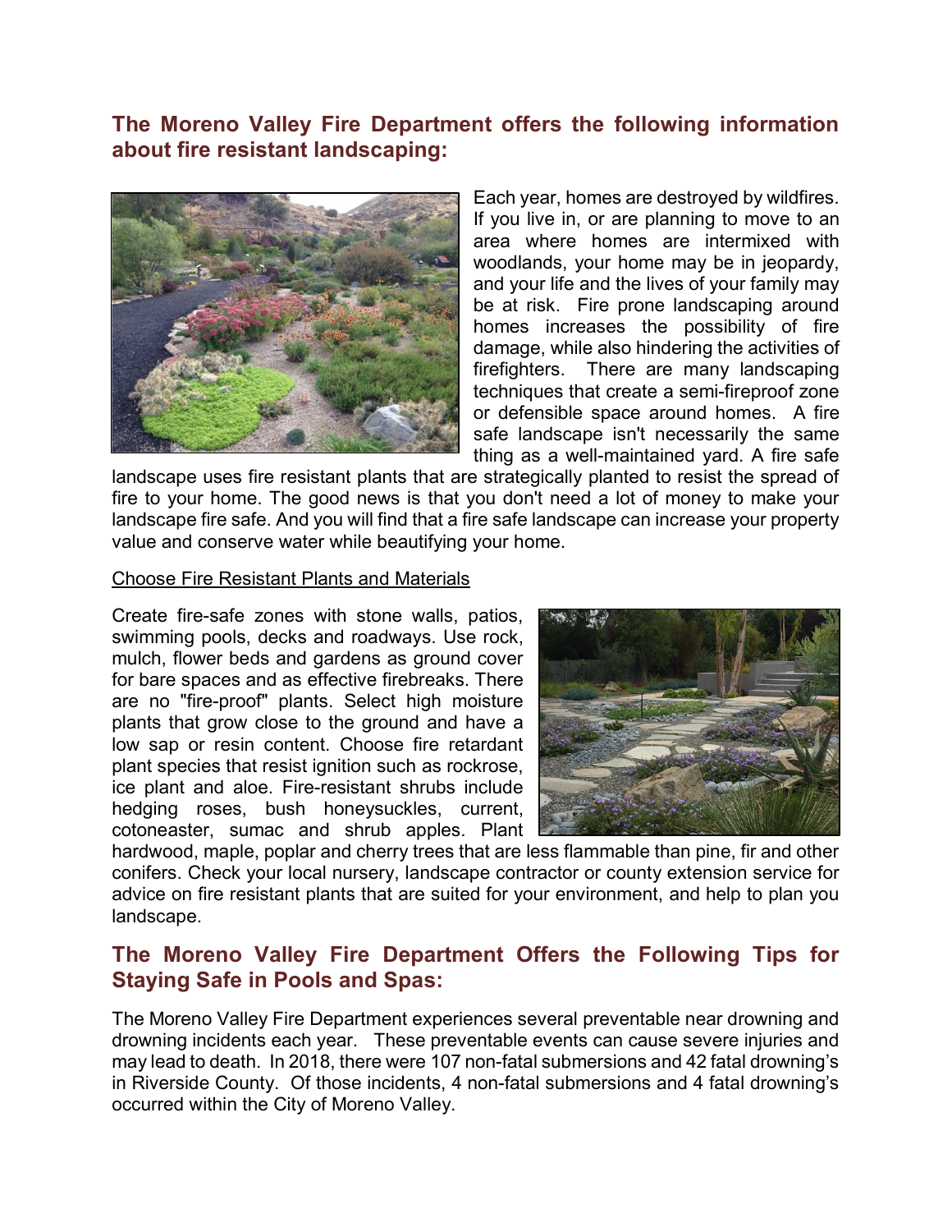## The Moreno Valley Fire Department offers the following information about fire resistant landscaping:

Each year, homes are destroyed by wildfires. If you live in, or are planning to move to an area where homes are intermixed with woodlands, your home may be in jeopardy, and your life and the lives of your family may be at risk. Fire prone landscaping around homes increases the possibility of fire damage, while also hindering the activities of firefighters. There are many landscaping techniques that create a semi-fireproof zone or defensible space around homes. A fire safe landscape isn't necessarily the same thing as a well-maintained yard. A fire safe landscape uses fire resistant plants that are strategically planted to resist the spread of fire to your home. The good news is that you don't need a lot of money to make your landscape fire safe. And you will find that a fire safe landscape can increase your property value and conserve water while beautifying your home.

<u>Choose Fire Resistant Plants and Materials</u>

Create fire-safe zones with stone walls, patios, swimming pools, decks and roadways. Use rock, mulch, flower beds and gardens as ground cover for bare spaces and as effective firebreaks. There are no "fire-proof" plants. Select high moisture plants that grow close to the ground and have a low sap or resin content. Choose fire retardant plant species that resist ignition such as rockrose, ice plant and aloe. Fire-resistant shrubs include hedging roses, bush honeysuckles, current, cotoneaster, sumac and shrub apples. Plant hardwood, maple, poplar and cherry trees that are less flammable than pine, fir and other conifers. Check your local nursery, landscape contractor or county extension service for advice on fire resistant plants that are suited for your environment, and help to plan you landscape.

## The Moreno Valley Fire Department Offers the Following Tips for Staying Safe in Pools and Spas:

The Moreno Valley Fire Department experiences several preventable near drowning and drowning incidents each year. These preventable events can cause severe injuries and may lead to death. In 2018, there were 107 non-fatal submersions and 42 fatal drowning's in Riverside County. Of those incidents, 4 non-fatal submersions and 4 fatal drowning's occurred within the City of Moreno Valley.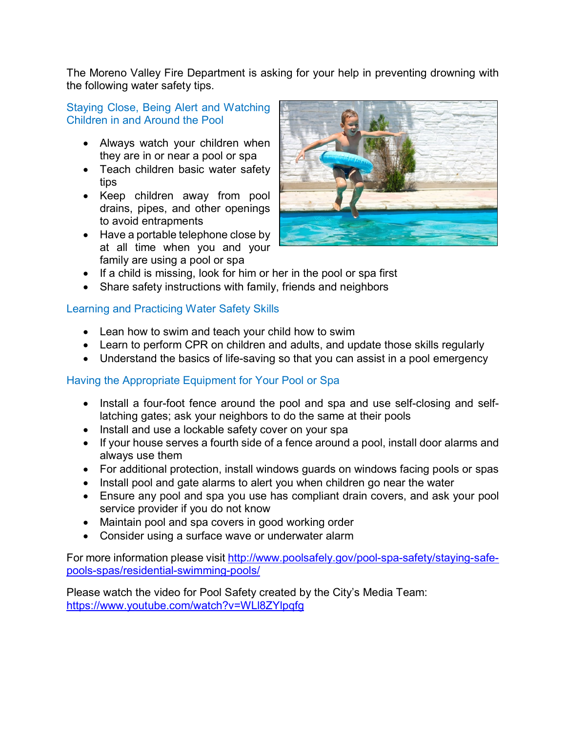The Moreno Valley Fire Department is asking for your help in preventing drowning with the following water safety tips.

## Staying Close, Being Alert and Watching Children in and Around the Pool

- Always watch your children when they are in or near a pool or spa
- Teach children basic water safety tips
- Keep children away from pool drains, pipes, and other openings to avoid entrapments
- Have a portable telephone close by at all time when you and your family are using a pool or spa
- If a child is missing, look for him or her in the pool or spa first
- Share safety instructions with family, friends and neighbors

## Learning and Practicing Water Safety Skills

- Lean how to swim and teach your child how to swim
- Learn to perform CPR on children and adults, and update those skills regularly
- Understand the basics of life-saving so that you can assist in a pool emergency

## Having the Appropriate Equipment for Your Pool or Spa

- Install a four-foot fence around the pool and spa and use self-closing and self-latching gates; ask your neighbors to do the same at their pools
- Install and use a lockable safety cover on your spa
- If your house serves a fourth side of a fence around a pool, install door alarms and always use them
- For additional protection, install windows guards on windows facing pools or spas
- Install pool and gate alarms to alert you when children go near the water
- Ensure any pool and spa you use has compliant drain covers, and ask your pool service provider if you do not know
- Maintain pool and spa covers in good working order
- Consider using a surface wave or underwater alarm

For more information please visit http://www.poolsafely.gov/pool-spa-safety/staying-safe-pools-spas/residential-swimming-pools/

Please watch the video for Pool Safety created by the City's Media Team: https://www.youtube.com/watch?v=WLl8ZYlpqfg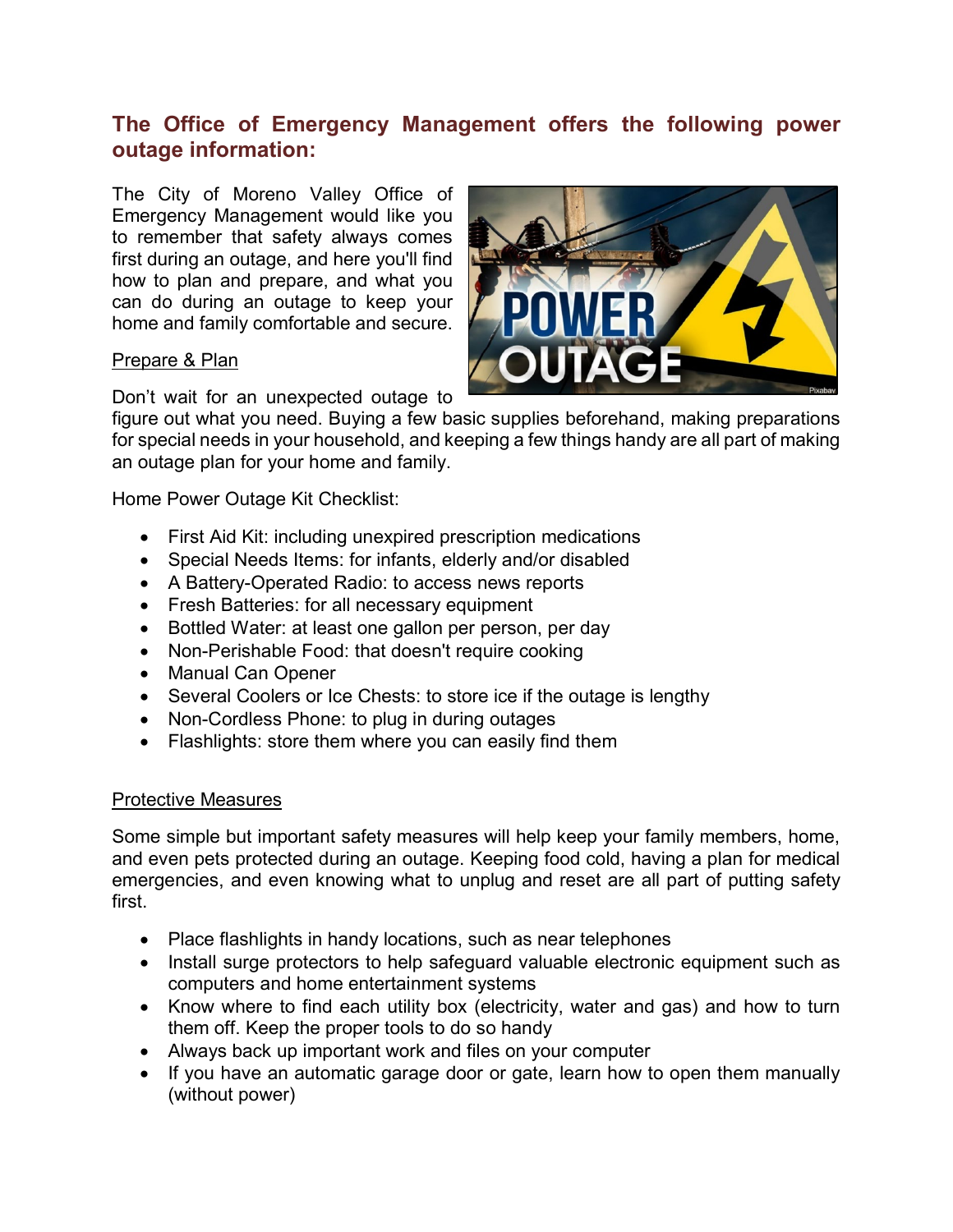## The Office of Emergency Management offers the following power outage information:

The City of Moreno Valley Office of Emergency Management would like you to remember that safety always comes first during an outage, and here you'll find how to plan and prepare, and what you can do during an outage to keep your home and family comfortable and secure.

### Prepare & Plan

Don't wait for an unexpected outage to figure out what you need. Buying a few basic supplies beforehand, making preparations for special needs in your household, and keeping a few things handy are all part of making an outage plan for your home and family.

Home Power Outage Kit Checklist:

- First Aid Kit: including unexpired prescription medications
- Special Needs Items: for infants, elderly and/or disabled
- A Battery-Operated Radio: to access news reports
- Fresh Batteries: for all necessary equipment
- Bottled Water: at least one gallon per person, per day
- Non-Perishable Food: that doesn't require cooking
- Manual Can Opener
- Several Coolers or Ice Chests: to store ice if the outage is lengthy
- Non-Cordless Phone: to plug in during outages
- Flashlights: store them where you can easily find them

### Protective Measures

Some simple but important safety measures will help keep your family members, home, and even pets protected during an outage. Keeping food cold, having a plan for medical emergencies, and even knowing what to unplug and reset are all part of putting safety first.

- Place flashlights in handy locations, such as near telephones
- Install surge protectors to help safeguard valuable electronic equipment such as computers and home entertainment systems
- Know where to find each utility box (electricity, water and gas) and how to turn them off. Keep the proper tools to do so handy
- Always back up important work and files on your computer
- If you have an automatic garage door or gate, learn how to open them manually (without power)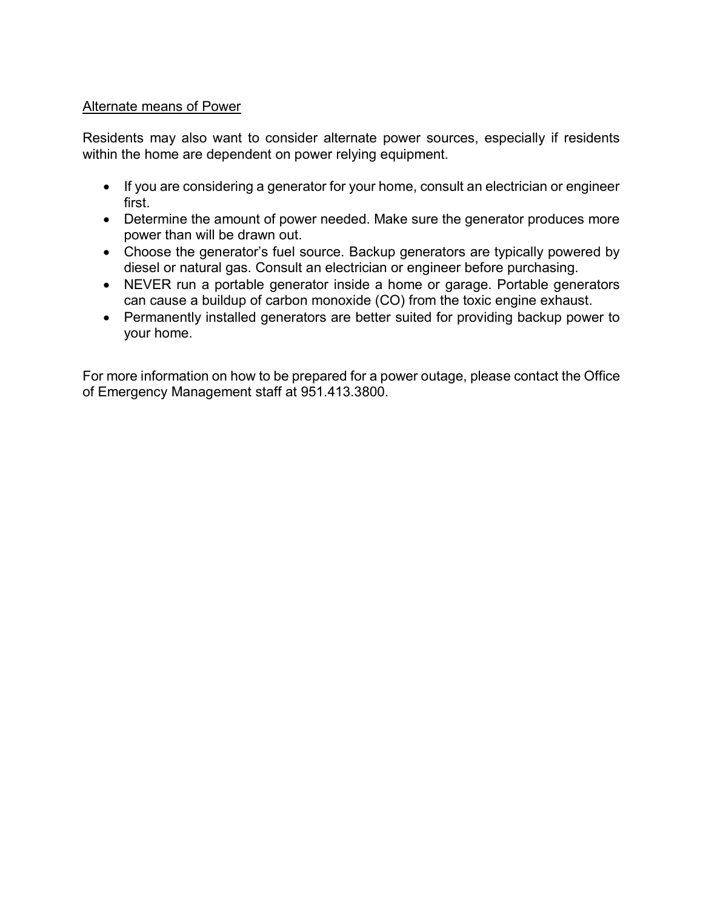<u>Alternate means of Power</u>

Residents may also want to consider alternate power sources, especially if residents within the home are dependent on power relying equipment.

- If you are considering a generator for your home, consult an electrician or engineer first.
- Determine the amount of power needed. Make sure the generator produces more power than will be drawn out.
- Choose the generator's fuel source. Backup generators are typically powered by diesel or natural gas. Consult an electrician or engineer before purchasing.
- NEVER run a portable generator inside a home or garage. Portable generators can cause a buildup of carbon monoxide (CO) from the toxic engine exhaust.
- Permanently installed generators are better suited for providing backup power to your home.

For more information on how to be prepared for a power outage, please contact the Office of Emergency Management staff at 951.413.3800.